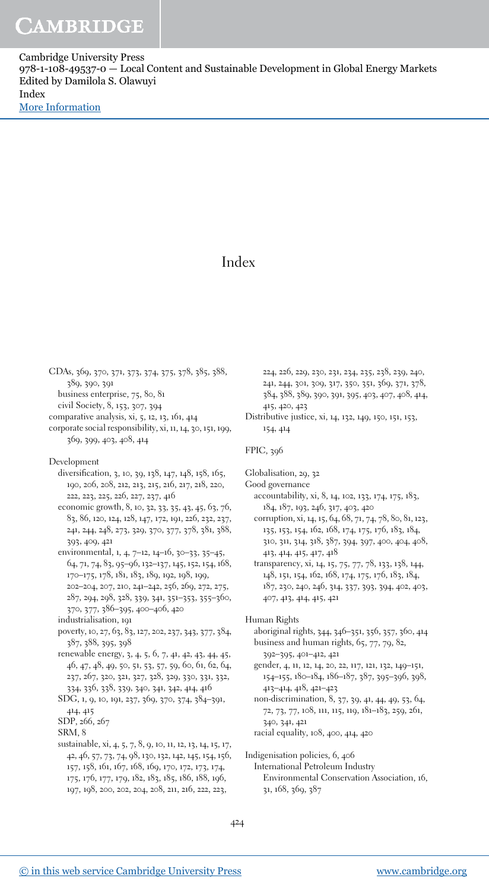# Index

CDAs, 369, 370, 371, 373, 374, 375, 378, 385, 388, 389, 390, 391
- business enterprise, 75, 80, 81
- civil Society, 8, 153, 307, 394

comparative analysis, xi, 5, 12, 13, 161, 414

corporate social responsibility, xi, 11, 14, 30, 151, 199, 369, 399, 403, 408, 414

Development
- diversification, 3, 10, 39, 138, 147, 148, 158, 165, 190, 206, 208, 212, 213, 215, 216, 217, 218, 220, 222, 223, 225, 226, 227, 237, 416
- economic growth, 8, 10, 32, 33, 35, 43, 45, 63, 76, 83, 86, 120, 124, 128, 147, 172, 191, 226, 232, 237, 241, 244, 248, 273, 329, 370, 377, 378, 381, 388, 393, 409, 421
- environmental, 1, 4, 7–12, 14–16, 30–33, 35–45, 64, 71, 74, 83, 95–96, 132–137, 145, 152, 154, 168, 170–175, 178, 181, 183, 189, 192, 198, 199, 202–204, 207, 210, 241–242, 256, 269, 272, 275, 287, 294, 298, 328, 339, 341, 351–353, 355–360, 370, 377, 386–395, 400–406, 420
- industrialisation, 191
- poverty, 10, 27, 63, 83, 127, 202, 237, 343, 377, 384, 387, 388, 395, 398
- renewable energy, 3, 4, 5, 6, 7, 41, 42, 43, 44, 45, 46, 47, 48, 49, 50, 51, 53, 57, 59, 60, 61, 62, 64, 237, 267, 320, 321, 327, 328, 329, 330, 331, 332, 334, 336, 338, 339, 340, 341, 342, 414, 416
- SDG, 1, 9, 10, 191, 237, 369, 370, 374, 384–391, 414, 415
- SDP, 266, 267
- SRM, 8
- sustainable, xi, 4, 5, 7, 8, 9, 10, 11, 12, 13, 14, 15, 17, 42, 46, 57, 73, 74, 98, 130, 132, 142, 145, 154, 156, 157, 158, 161, 167, 168, 169, 170, 172, 173, 174, 175, 176, 177, 179, 182, 183, 185, 186, 188, 196, 197, 198, 200, 202, 204, 208, 211, 216, 222, 223, 224, 226, 229, 230, 231, 234, 235, 238, 239, 240, 241, 244, 301, 309, 317, 350, 351, 369, 371, 378, 384, 388, 389, 390, 391, 395, 403, 407, 408, 414, 415, 420, 423

Distributive justice, xi, 14, 132, 149, 150, 151, 153, 154, 414

FPIC, 396

Globalisation, 29, 32

Good governance
- accountability, xi, 8, 14, 102, 133, 174, 175, 183, 184, 187, 193, 246, 317, 403, 420
- corruption, xi, 14, 15, 64, 68, 71, 74, 78, 80, 81, 123, 135, 153, 154, 162, 168, 174, 175, 176, 183, 184, 310, 311, 314, 318, 387, 394, 397, 400, 404, 408, 413, 414, 415, 417, 418
- transparency, xi, 14, 15, 75, 77, 78, 133, 138, 144, 148, 151, 154, 162, 168, 174, 175, 176, 183, 184, 187, 230, 240, 246, 314, 337, 393, 394, 402, 403, 407, 413, 414, 415, 421

Human Rights
- aboriginal rights, 344, 346–351, 356, 357, 360, 414
- business and human rights, 65, 77, 79, 82, 392–395, 401–412, 421
- gender, 4, 11, 12, 14, 20, 22, 117, 121, 132, 149–151, 154–155, 180–184, 186–187, 387, 395–396, 398, 413–414, 418, 421–423
- non-discrimination, 8, 37, 39, 41, 44, 49, 53, 64, 72, 73, 77, 108, 111, 115, 119, 181–183, 259, 261, 340, 341, 421
- racial equality, 108, 400, 414, 420

Indigenisation policies, 6, 406
- International Petroleum Industry Environmental Conservation Association, 16, 31, 168, 369, 387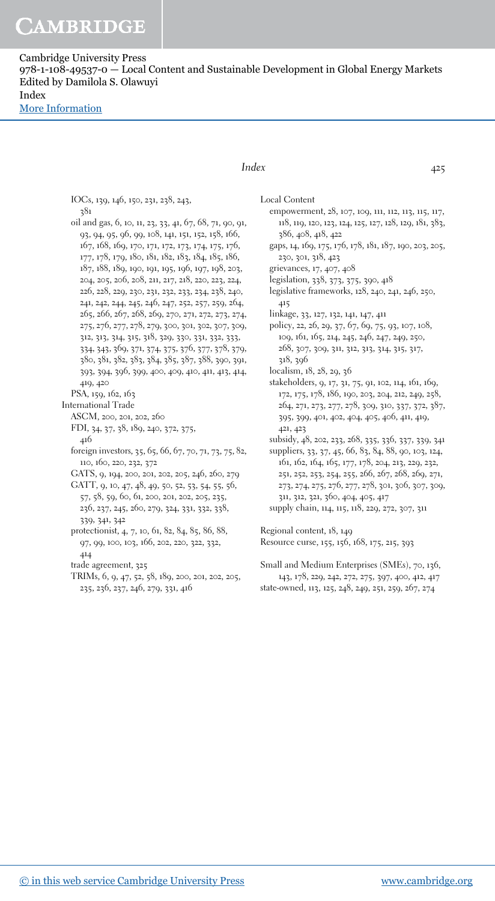IOCs, 139, 146, 150, 231, 238, 243, 381
oil and gas, 6, 10, 11, 23, 33, 41, 67, 68, 71, 90, 91, 93, 94, 95, 96, 99, 108, 141, 151, 152, 158, 166, 167, 168, 169, 170, 171, 172, 173, 174, 175, 176, 177, 178, 179, 180, 181, 182, 183, 184, 185, 186, 187, 188, 189, 190, 191, 195, 196, 197, 198, 203, 204, 205, 206, 208, 211, 217, 218, 220, 223, 224, 226, 228, 229, 230, 231, 232, 233, 234, 238, 240, 241, 242, 244, 245, 246, 247, 252, 257, 259, 264, 265, 266, 267, 268, 269, 270, 271, 272, 273, 274, 275, 276, 277, 278, 279, 300, 301, 302, 307, 309, 312, 313, 314, 315, 318, 329, 330, 331, 332, 333, 334, 343, 369, 371, 374, 375, 376, 377, 378, 379, 380, 381, 382, 383, 384, 385, 387, 388, 390, 391, 393, 394, 396, 399, 400, 409, 410, 411, 413, 414, 419, 420
PSA, 159, 162, 163

International Trade
- ASCM, 200, 201, 202, 260
- FDI, 34, 37, 38, 189, 240, 372, 375, 416
- foreign investors, 35, 65, 66, 67, 70, 71, 73, 75, 82, 110, 160, 220, 232, 372
- GATS, 9, 194, 200, 201, 202, 205, 246, 260, 279
- GATT, 9, 10, 47, 48, 49, 50, 52, 53, 54, 55, 56, 57, 58, 59, 60, 61, 200, 201, 202, 205, 235, 236, 237, 245, 260, 279, 324, 331, 332, 338, 339, 341, 342
- protectionist, 4, 7, 10, 61, 82, 84, 85, 86, 88, 97, 99, 100, 103, 166, 202, 220, 322, 332, 414
- trade agreement, 325
- TRIMs, 6, 9, 47, 52, 58, 189, 200, 201, 202, 205, 235, 236, 237, 246, 279, 331, 416

Local Content
- empowerment, 28, 107, 109, 111, 112, 113, 115, 117, 118, 119, 120, 123, 124, 125, 127, 128, 129, 181, 383, 386, 408, 418, 422
- gaps, 14, 169, 175, 176, 178, 181, 187, 190, 203, 205, 230, 301, 318, 423
- grievances, 17, 407, 408
- legislation, 338, 373, 375, 390, 418
- legislative frameworks, 128, 240, 241, 246, 250, 415
- linkage, 33, 127, 132, 141, 147, 411
- policy, 22, 26, 29, 37, 67, 69, 75, 93, 107, 108, 109, 161, 165, 214, 245, 246, 247, 249, 250, 268, 307, 309, 311, 312, 313, 314, 315, 317, 318, 396
- localism, 18, 28, 29, 36
- stakeholders, 9, 17, 31, 75, 91, 102, 114, 161, 169, 172, 175, 178, 186, 190, 203, 204, 212, 249, 258, 264, 271, 273, 277, 278, 309, 310, 337, 372, 387, 395, 399, 401, 402, 404, 405, 406, 411, 419, 421, 423
- subsidy, 48, 202, 233, 268, 335, 336, 337, 339, 341
- suppliers, 33, 37, 45, 66, 83, 84, 88, 90, 103, 124, 161, 162, 164, 165, 177, 178, 204, 213, 229, 232, 251, 252, 253, 254, 255, 266, 267, 268, 269, 271, 273, 274, 275, 276, 277, 278, 301, 306, 307, 309, 311, 312, 321, 360, 404, 405, 417
- supply chain, 114, 115, 118, 229, 272, 307, 311

Regional content, 18, 149
Resource curse, 155, 156, 168, 175, 215, 393

Small and Medium Enterprises (SMEs), 70, 136, 143, 178, 229, 242, 272, 275, 397, 400, 412, 417
state-owned, 113, 125, 248, 249, 251, 259, 267, 274